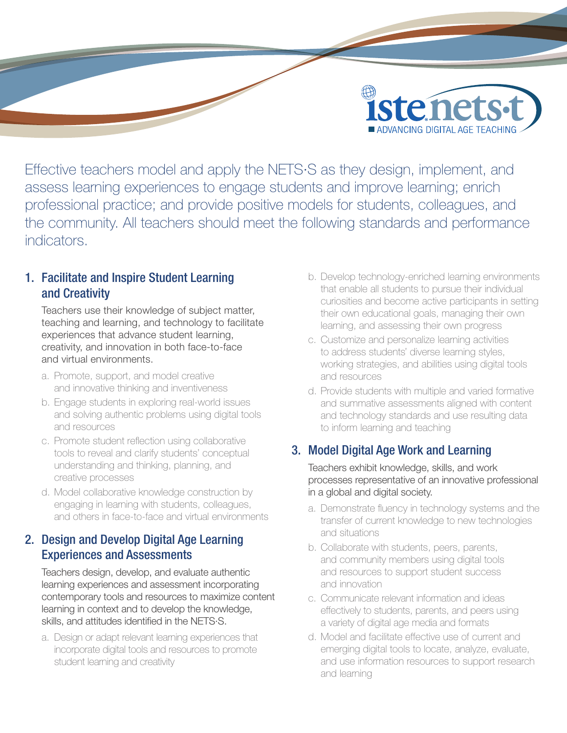iste nets·t

ADVANCING DIGITAL AGE TEACHING

Effective teachers model and apply the NETS·S as they design, implement, and assess learning experiences to engage students and improve learning; enrich professional practice; and provide positive models for students, colleagues, and the community. All teachers should meet the following standards and performance indicators.

## 1. Facilitate and Inspire Student Learning and Creativity

Teachers use their knowledge of subject matter, teaching and learning, and technology to facilitate experiences that advance student learning, creativity, and innovation in both face-to-face and virtual environments.

a. Promote, support, and model creative and innovative thinking and inventiveness
b. Engage students in exploring real-world issues and solving authentic problems using digital tools and resources
c. Promote student reflection using collaborative tools to reveal and clarify students' conceptual understanding and thinking, planning, and creative processes
d. Model collaborative knowledge construction by engaging in learning with students, colleagues, and others in face-to-face and virtual environments

## 2. Design and Develop Digital Age Learning Experiences and Assessments

Teachers design, develop, and evaluate authentic learning experiences and assessment incorporating contemporary tools and resources to maximize content learning in context and to develop the knowledge, skills, and attitudes identified in the NETS·S.

a. Design or adapt relevant learning experiences that incorporate digital tools and resources to promote student learning and creativity
b. Develop technology-enriched learning environments that enable all students to pursue their individual curiosities and become active participants in setting their own educational goals, managing their own learning, and assessing their own progress
c. Customize and personalize learning activities to address students' diverse learning styles, working strategies, and abilities using digital tools and resources
d. Provide students with multiple and varied formative and summative assessments aligned with content and technology standards and use resulting data to inform learning and teaching

## 3. Model Digital Age Work and Learning

Teachers exhibit knowledge, skills, and work processes representative of an innovative professional in a global and digital society.

a. Demonstrate fluency in technology systems and the transfer of current knowledge to new technologies and situations
b. Collaborate with students, peers, parents, and community members using digital tools and resources to support student success and innovation
c. Communicate relevant information and ideas effectively to students, parents, and peers using a variety of digital age media and formats
d. Model and facilitate effective use of current and emerging digital tools to locate, analyze, evaluate, and use information resources to support research and learning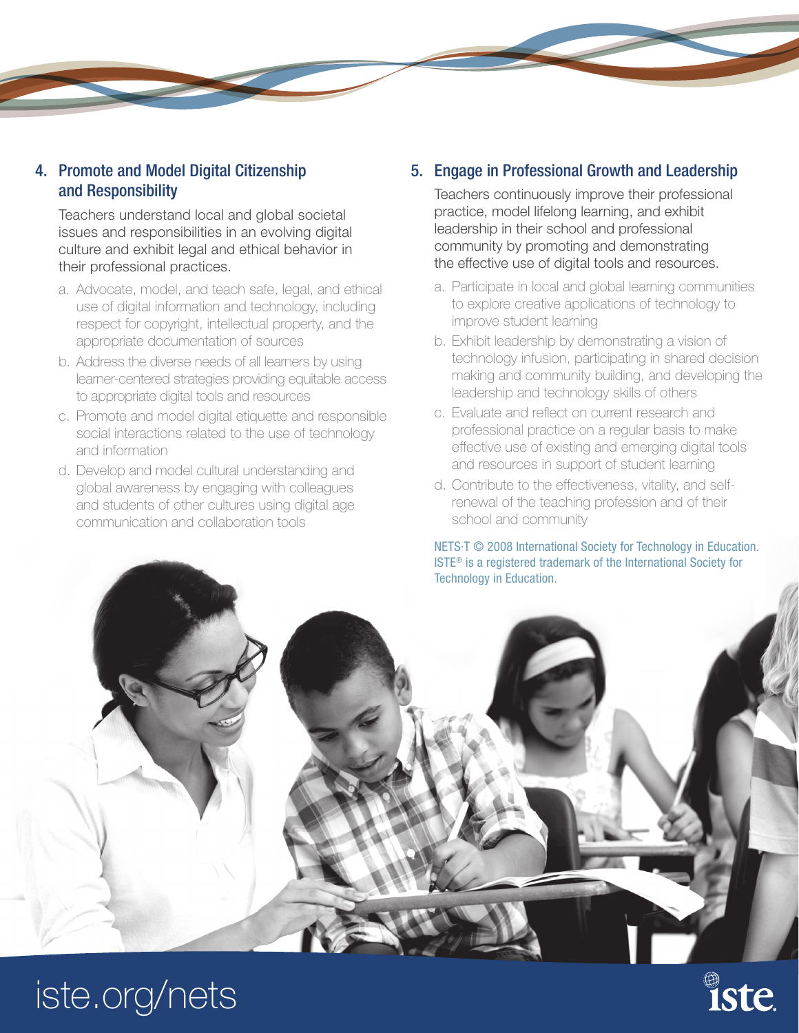## 4. Promote and Model Digital Citizenship and Responsibility

Teachers understand local and global societal issues and responsibilities in an evolving digital culture and exhibit legal and ethical behavior in their professional practices.

a. Advocate, model, and teach safe, legal, and ethical use of digital information and technology, including respect for copyright, intellectual property, and the appropriate documentation of sources

b. Address the diverse needs of all learners by using learner-centered strategies providing equitable access to appropriate digital tools and resources

c. Promote and model digital etiquette and responsible social interactions related to the use of technology and information

d. Develop and model cultural understanding and global awareness by engaging with colleagues and students of other cultures using digital age communication and collaboration tools

## 5. Engage in Professional Growth and Leadership

Teachers continuously improve their professional practice, model lifelong learning, and exhibit leadership in their school and professional community by promoting and demonstrating the effective use of digital tools and resources.

a. Participate in local and global learning communities to explore creative applications of technology to improve student learning

b. Exhibit leadership by demonstrating a vision of technology infusion, participating in shared decision making and community building, and developing the leadership and technology skills of others

c. Evaluate and reflect on current research and professional practice on a regular basis to make effective use of existing and emerging digital tools and resources in support of student learning

d. Contribute to the effectiveness, vitality, and self-renewal of the teaching profession and of their school and community

NETS·T © 2008 International Society for Technology in Education. ISTE® is a registered trademark of the International Society for Technology in Education.

iste.org/nets

iste